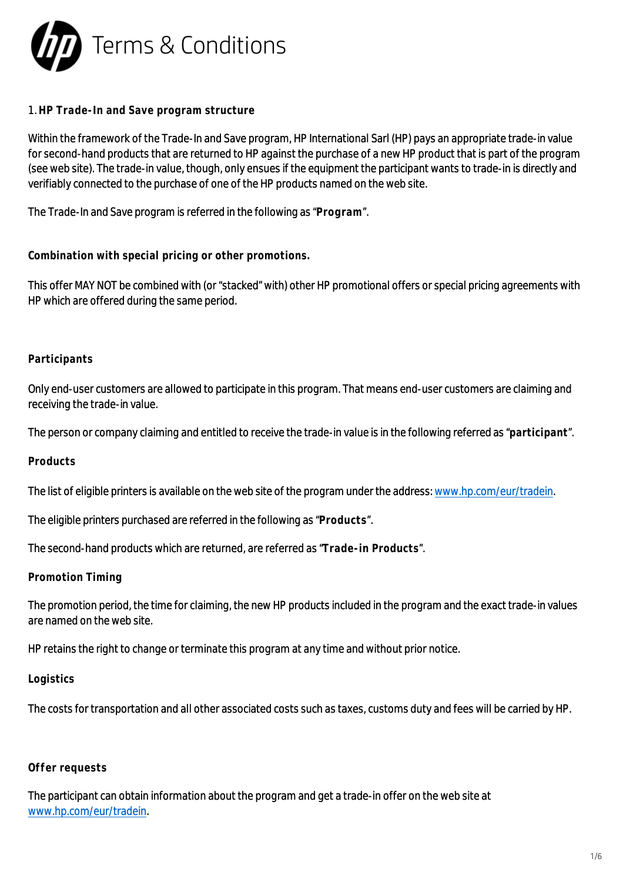# Terms & Conditions

1. **HP Trade-In and Save program structure**

Within the framework of the Trade-In and Save program, HP International Sarl (HP) pays an appropriate trade-in value for second-hand products that are returned to HP against the purchase of a new HP product that is part of the program (see web site). The trade-in value, though, only ensues if the equipment the participant wants to trade-in is directly and verifiably connected to the purchase of one of the HP products named on the web site.

The Trade-In and Save program is referred in the following as "**Program**".

**Combination with special pricing or other promotions.**

This offer MAY NOT be combined with (or "stacked" with) other HP promotional offers or special pricing agreements with HP which are offered during the same period.

**Participants**

Only end-user customers are allowed to participate in this program. That means end-user customers are claiming and receiving the trade-in value.

The person or company claiming and entitled to receive the trade-in value is in the following referred as "**participant**".

**Products**

The list of eligible printers is available on the web site of the program under the address: www.hp.com/eur/tradein.

The eligible printers purchased are referred in the following as "**Products**".

The second-hand products which are returned, are referred as "**Trade-in Products**".

**Promotion Timing**

The promotion period, the time for claiming, the new HP products included in the program and the exact trade-in values are named on the web site.

HP retains the right to change or terminate this program at any time and without prior notice.

**Logistics**

The costs for transportation and all other associated costs such as taxes, customs duty and fees will be carried by HP.

**Offer requests**

The participant can obtain information about the program and get a trade-in offer on the web site at www.hp.com/eur/tradein.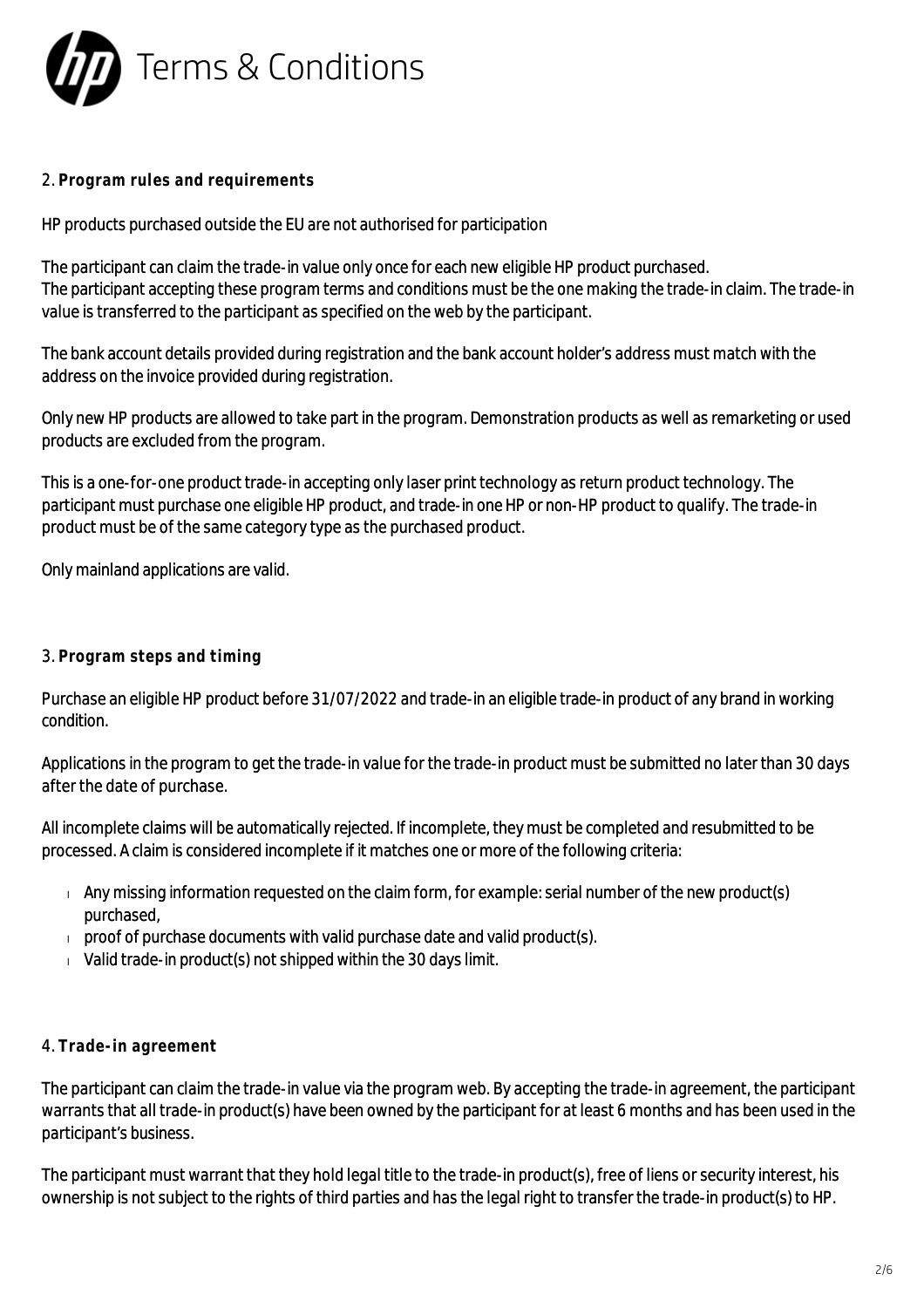## 2. **Program rules and requirements**

HP products purchased outside the EU are not authorised for participation

The participant can claim the trade-in value only once for each new eligible HP product purchased.
The participant accepting these program terms and conditions must be the one making the trade-in claim. The trade-in value is transferred to the participant as specified on the web by the participant.

The bank account details provided during registration and the bank account holder's address must match with the address on the invoice provided during registration.

Only new HP products are allowed to take part in the program. Demonstration products as well as remarketing or used products are excluded from the program.

This is a one-for-one product trade-in accepting only laser print technology as return product technology. The participant must purchase one eligible HP product, and trade-in one HP or non-HP product to qualify. The trade-in product must be of the same category type as the purchased product.

Only mainland applications are valid.

## 3. **Program steps and timing**

Purchase an eligible HP product before 31/07/2022 and trade-in an eligible trade-in product of any brand in working condition.

Applications in the program to get the trade-in value for the trade-in product must be submitted no later than 30 days after the date of purchase.

All incomplete claims will be automatically rejected. If incomplete, they must be completed and resubmitted to be processed. A claim is considered incomplete if it matches one or more of the following criteria:

- Any missing information requested on the claim form, for example: serial number of the new product(s) purchased,
- proof of purchase documents with valid purchase date and valid product(s).
- Valid trade-in product(s) not shipped within the 30 days limit.

## 4. **Trade-in agreement**

The participant can claim the trade-in value via the program web. By accepting the trade-in agreement, the participant warrants that all trade-in product(s) have been owned by the participant for at least 6 months and has been used in the participant's business.

The participant must warrant that they hold legal title to the trade-in product(s), free of liens or security interest, his ownership is not subject to the rights of third parties and has the legal right to transfer the trade-in product(s) to HP.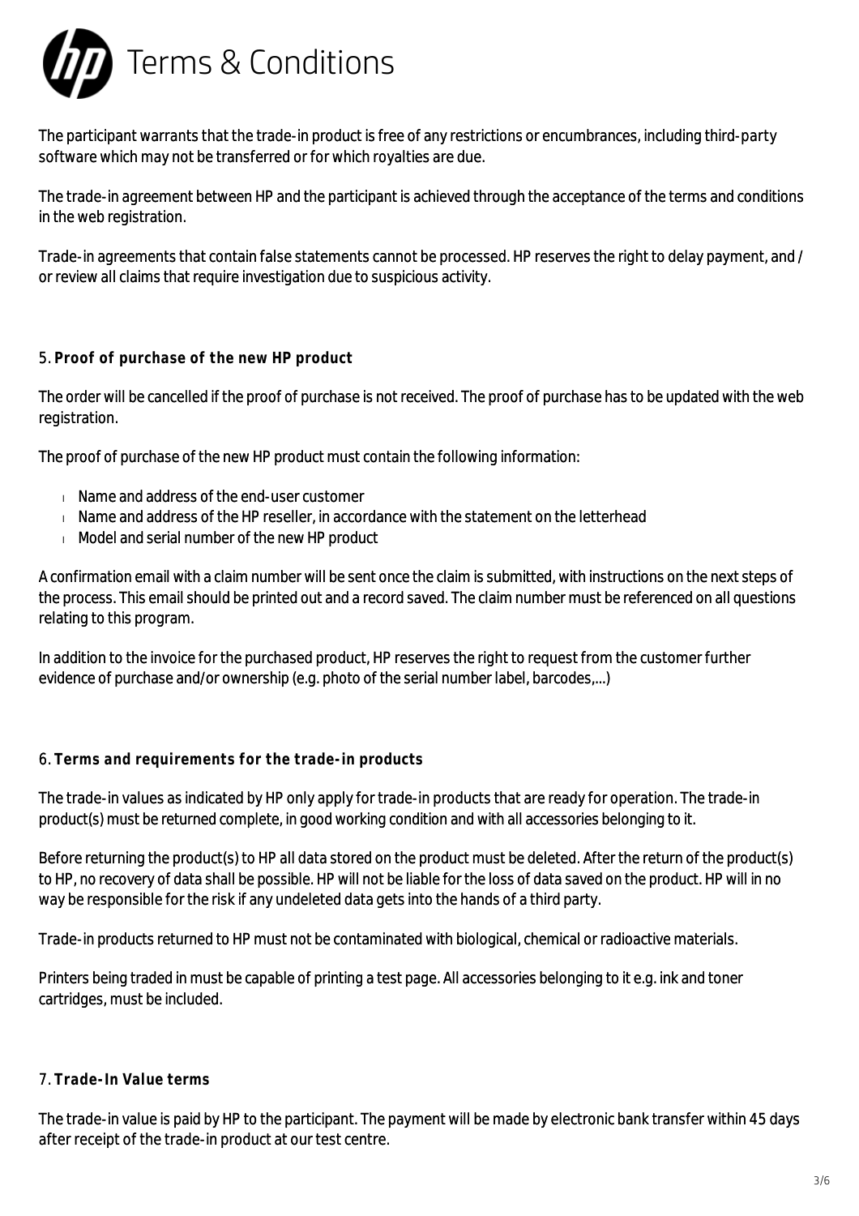The participant warrants that the trade-in product is free of any restrictions or encumbrances, including third-party software which may not be transferred or for which royalties are due.

The trade-in agreement between HP and the participant is achieved through the acceptance of the terms and conditions in the web registration.

Trade-in agreements that contain false statements cannot be processed. HP reserves the right to delay payment, and / or review all claims that require investigation due to suspicious activity.

## 5. **Proof of purchase of the new HP product**

The order will be cancelled if the proof of purchase is not received. The proof of purchase has to be updated with the web registration.

The proof of purchase of the new HP product must contain the following information:

- Name and address of the end-user customer
- Name and address of the HP reseller, in accordance with the statement on the letterhead
- Model and serial number of the new HP product

A confirmation email with a claim number will be sent once the claim is submitted, with instructions on the next steps of the process. This email should be printed out and a record saved. The claim number must be referenced on all questions relating to this program.

In addition to the invoice for the purchased product, HP reserves the right to request from the customer further evidence of purchase and/or ownership (e.g. photo of the serial number label, barcodes,...)

## 6. **Terms and requirements for the trade-in products**

The trade-in values as indicated by HP only apply for trade-in products that are ready for operation. The trade-in product(s) must be returned complete, in good working condition and with all accessories belonging to it.

Before returning the product(s) to HP all data stored on the product must be deleted. After the return of the product(s) to HP, no recovery of data shall be possible. HP will not be liable for the loss of data saved on the product. HP will in no way be responsible for the risk if any undeleted data gets into the hands of a third party.

Trade-in products returned to HP must not be contaminated with biological, chemical or radioactive materials.

Printers being traded in must be capable of printing a test page. All accessories belonging to it e.g. ink and toner cartridges, must be included.

## 7. **Trade-In Value terms**

The trade-in value is paid by HP to the participant. The payment will be made by electronic bank transfer within 45 days after receipt of the trade-in product at our test centre.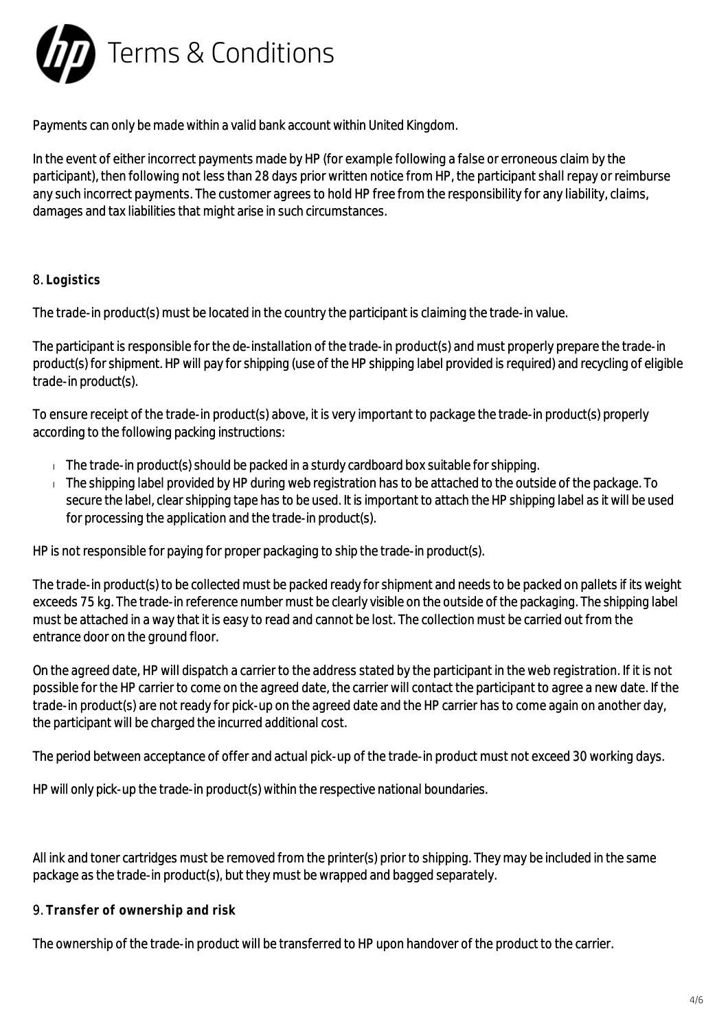# Terms & Conditions

Payments can only be made within a valid bank account within United Kingdom.

In the event of either incorrect payments made by HP (for example following a false or erroneous claim by the participant), then following not less than 28 days prior written notice from HP, the participant shall repay or reimburse any such incorrect payments. The customer agrees to hold HP free from the responsibility for any liability, claims, damages and tax liabilities that might arise in such circumstances.

8. **Logistics**

The trade-in product(s) must be located in the country the participant is claiming the trade-in value.

The participant is responsible for the de-installation of the trade-in product(s) and must properly prepare the trade-in product(s) for shipment. HP will pay for shipping (use of the HP shipping label provided is required) and recycling of eligible trade-in product(s).

To ensure receipt of the trade-in product(s) above, it is very important to package the trade-in product(s) properly according to the following packing instructions:

- The trade-in product(s) should be packed in a sturdy cardboard box suitable for shipping.
- The shipping label provided by HP during web registration has to be attached to the outside of the package. To secure the label, clear shipping tape has to be used. It is important to attach the HP shipping label as it will be used for processing the application and the trade-in product(s).

HP is not responsible for paying for proper packaging to ship the trade-in product(s).

The trade-in product(s) to be collected must be packed ready for shipment and needs to be packed on pallets if its weight exceeds 75 kg. The trade-in reference number must be clearly visible on the outside of the packaging. The shipping label must be attached in a way that it is easy to read and cannot be lost. The collection must be carried out from the entrance door on the ground floor.

On the agreed date, HP will dispatch a carrier to the address stated by the participant in the web registration. If it is not possible for the HP carrier to come on the agreed date, the carrier will contact the participant to agree a new date. If the trade-in product(s) are not ready for pick-up on the agreed date and the HP carrier has to come again on another day, the participant will be charged the incurred additional cost.

The period between acceptance of offer and actual pick-up of the trade-in product must not exceed 30 working days.

HP will only pick-up the trade-in product(s) within the respective national boundaries.

All ink and toner cartridges must be removed from the printer(s) prior to shipping. They may be included in the same package as the trade-in product(s), but they must be wrapped and bagged separately.

9. **Transfer of ownership and risk**

The ownership of the trade-in product will be transferred to HP upon handover of the product to the carrier.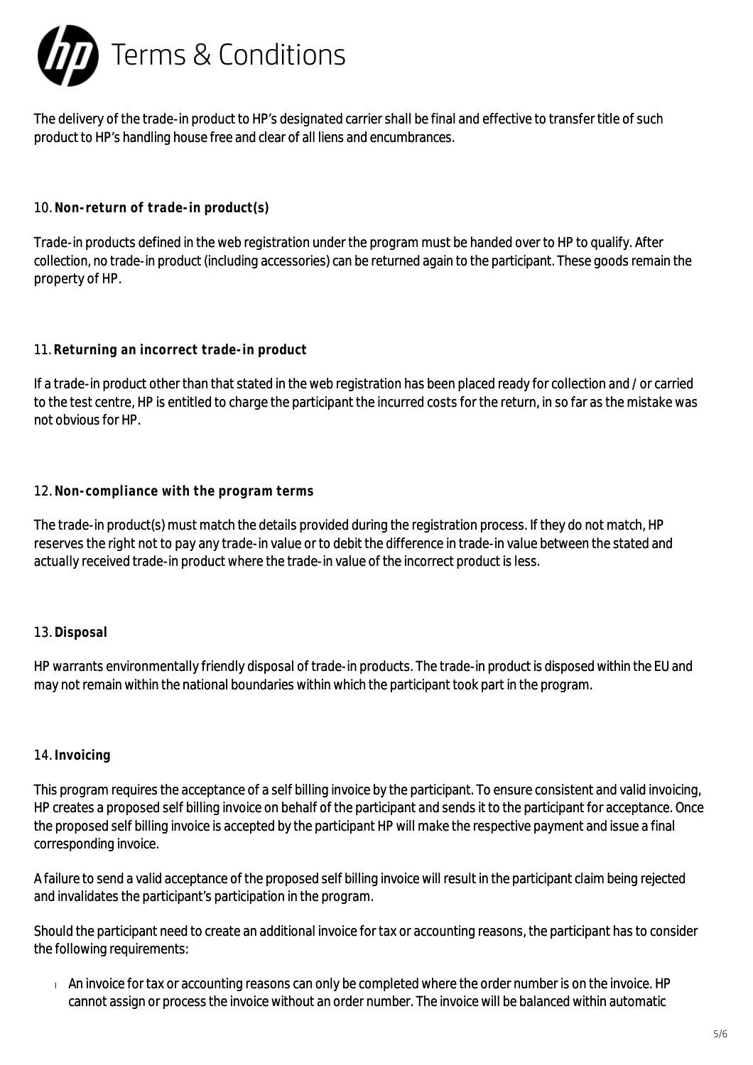# Terms & Conditions

The delivery of the trade-in product to HP's designated carrier shall be final and effective to transfer title of such product to HP's handling house free and clear of all liens and encumbrances.

## 10. Non-return of trade-in product(s)

Trade-in products defined in the web registration under the program must be handed over to HP to qualify. After collection, no trade-in product (including accessories) can be returned again to the participant. These goods remain the property of HP.

## 11. Returning an incorrect trade-in product

If a trade-in product other than that stated in the web registration has been placed ready for collection and / or carried to the test centre, HP is entitled to charge the participant the incurred costs for the return, in so far as the mistake was not obvious for HP.

## 12. Non-compliance with the program terms

The trade-in product(s) must match the details provided during the registration process. If they do not match, HP reserves the right not to pay any trade-in value or to debit the difference in trade-in value between the stated and actually received trade-in product where the trade-in value of the incorrect product is less.

## 13. Disposal

HP warrants environmentally friendly disposal of trade-in products. The trade-in product is disposed within the EU and may not remain within the national boundaries within which the participant took part in the program.

## 14. Invoicing

This program requires the acceptance of a self billing invoice by the participant. To ensure consistent and valid invoicing, HP creates a proposed self billing invoice on behalf of the participant and sends it to the participant for acceptance. Once the proposed self billing invoice is accepted by the participant HP will make the respective payment and issue a final corresponding invoice.

A failure to send a valid acceptance of the proposed self billing invoice will result in the participant claim being rejected and invalidates the participant's participation in the program.

Should the participant need to create an additional invoice for tax or accounting reasons, the participant has to consider the following requirements:

- An invoice for tax or accounting reasons can only be completed where the order number is on the invoice. HP cannot assign or process the invoice without an order number. The invoice will be balanced within automatic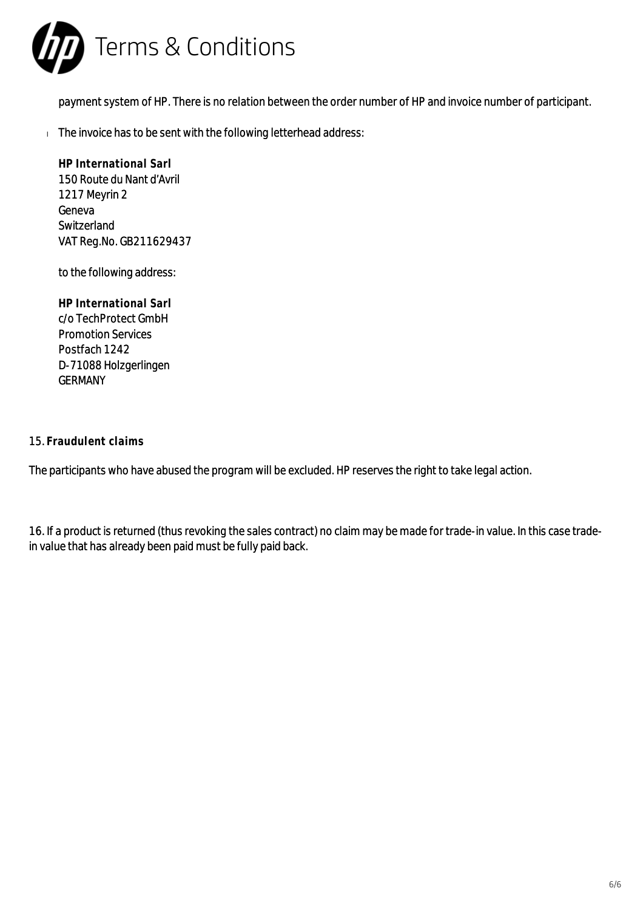payment system of HP. There is no relation between the order number of HP and invoice number of participant.

- The invoice has to be sent with the following letterhead address:

  **HP International Sarl**
  150 Route du Nant d'Avril
  1217 Meyrin 2
  Geneva
  Switzerland
  VAT Reg.No. GB211629437

  to the following address:

  **HP International Sarl**
  c/o TechProtect GmbH
  Promotion Services
  Postfach 1242
  D-71088 Holzgerlingen
  GERMANY

15. **Fraudulent claims**

The participants who have abused the program will be excluded. HP reserves the right to take legal action.

16. If a product is returned (thus revoking the sales contract) no claim may be made for trade-in value. In this case trade-in value that has already been paid must be fully paid back.